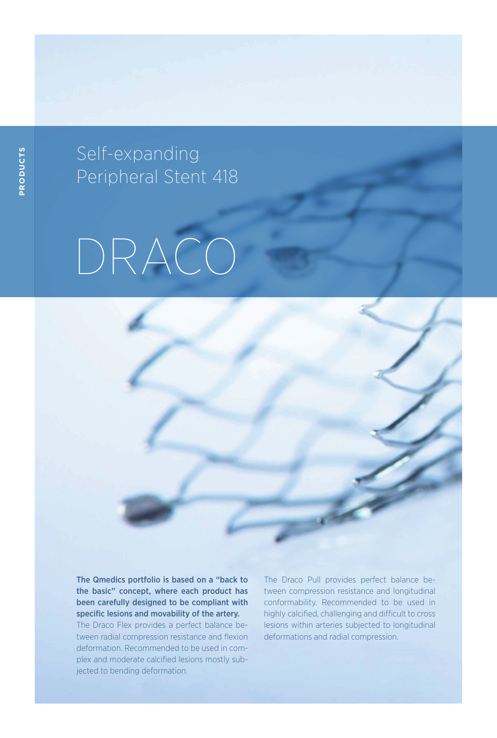PRODUCTS

## Self-expanding Peripheral Stent 418

# DRACO

**The Qmedics portfolio is based on a "back to the basic" concept, where each product has been carefully designed to be compliant with specific lesions and movability of the artery.**

The Draco Flex provides a perfect balance between radial compression resistance and flexion deformation. Recommended to be used in complex and moderate calcified lesions mostly subjected to bending deformation.

The Draco Pull provides perfect balance between compression resistance and longitudinal conformability. Recommended to be used in highly calcified, challenging and difficult to cross lesions within arteries subjected to longitudinal deformations and radial compression.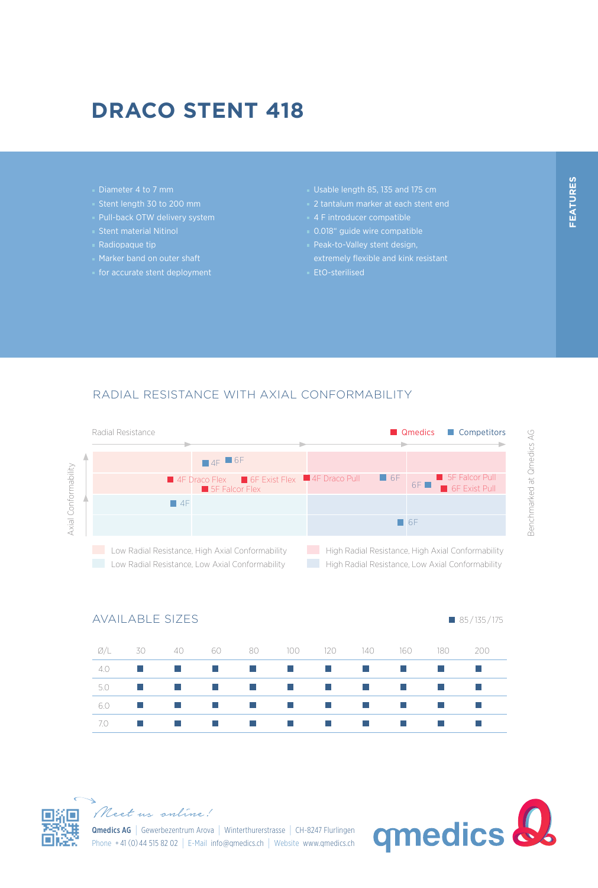# DRACO STENT 418

**FEATURES**

- Diameter 4 to 7 mm
- Stent length 30 to 200 mm
- Pull-back OTW delivery system
- Stent material Nitinol
- Radiopaque tip
- Marker band on outer shaft
- for accurate stent deployment
- Usable length 85, 135 and 175 cm
- 2 tantalum marker at each stent end
- 4 F introducer compatible
- 0.018“ guide wire compatible
- Peak-to-Valley stent design, extremely flexible and kink resistant
- EtO-sterilised

## RADIAL RESISTANCE WITH AXIAL CONFORMABILITY

Radial Resistance

Axial Conformability

Qmedics
Competitors

4F
6F
4F Draco Flex
6F Exist Flex
5F Falcor Flex
4F Draco Pull
6F
6F
5F Falcor Pull
6F Exist Pull
4F
6F

Low Radial Resistance, High Axial Conformability
Low Radial Resistance, Low Axial Conformability
High Radial Resistance, High Axial Conformability
High Radial Resistance, Low Axial Conformability

Benchmarked at Qmedics AG

## AVAILABLE SIZES

■ 85 / 135 / 175

| Ø/L | 30 | 40 | 60 | 80 | 100 | 120 | 140 | 160 | 180 | 200 |
|---|---|---|---|---|---|---|---|---|---|---|
| 4.0 | ■ | ■ | ■ | ■ | ■ | ■ | ■ | ■ | ■ | ■ |
| 5.0 | ■ | ■ | ■ | ■ | ■ | ■ | ■ | ■ | ■ | ■ |
| 6.0 | ■ | ■ | ■ | ■ | ■ | ■ | ■ | ■ | ■ | ■ |
| 7.0 | ■ | ■ | ■ | ■ | ■ | ■ | ■ | ■ | ■ | ■ |

*Meet us online!*

**Qmedics AG** | Gewerbezentrum Arova | Winterthurerstrasse | CH-8247 Flurlingen
Phone +41 (0) 44 515 82 02 | E-Mail info@qmedics.ch | Website www.qmedics.ch

qmedics